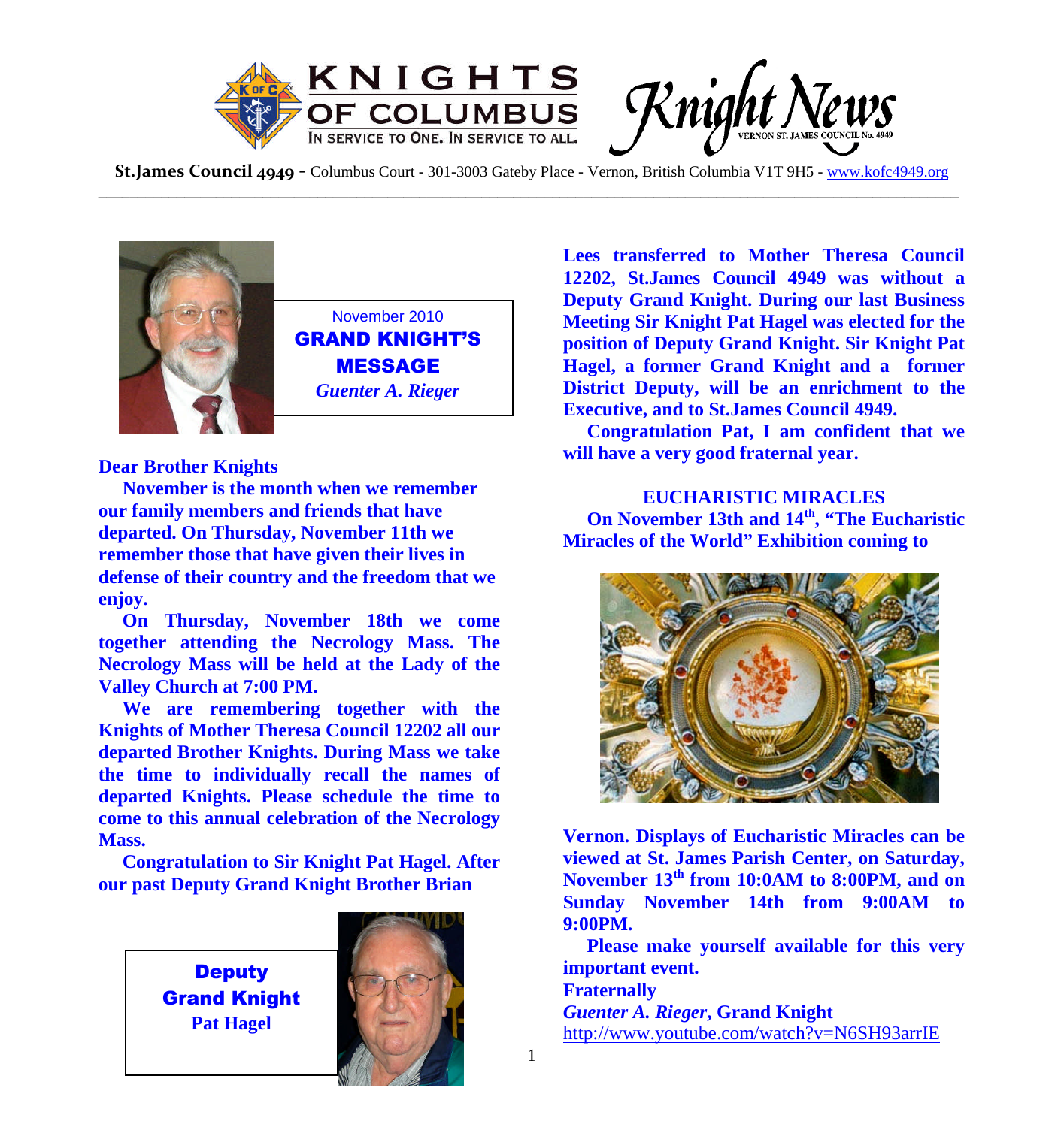# KNIGHTS OF COLUMBUS

IN SERVICE TO ONE. IN SERVICE TO ALL.

# Knight News

VERNON ST. JAMES COUNCIL No. 4949

**St.James Council 4949** - Columbus Court - 301-3003 Gateby Place - Vernon, British Columbia V1T 9H5 - www.kofc4949.org

---

November 2010

## GRAND KNIGHT'S MESSAGE

*Guenter A. Rieger*

**Dear Brother Knights**

**November is the month when we remember our family members and friends that have departed. On Thursday, November 11th we remember those that have given their lives in defense of their country and the freedom that we enjoy.**

**On Thursday, November 18th we come together attending the Necrology Mass. The Necrology Mass will be held at the Lady of the Valley Church at 7:00 PM.**

**We are remembering together with the Knights of Mother Theresa Council 12202 all our departed Brother Knights. During Mass we take the time to individually recall the names of departed Knights. Please schedule the time to come to this annual celebration of the Necrology Mass.**

**Congratulation to Sir Knight Pat Hagel. After our past Deputy Grand Knight Brother Brian Lees transferred to Mother Theresa Council 12202, St.James Council 4949 was without a Deputy Grand Knight. During our last Business Meeting Sir Knight Pat Hagel was elected for the position of Deputy Grand Knight. Sir Knight Pat Hagel, a former Grand Knight and a former District Deputy, will be an enrichment to the Executive, and to St.James Council 4949.**

**Congratulation Pat, I am confident that we will have a very good fraternal year.**

**Deputy Grand Knight**
**Pat Hagel**

### EUCHARISTIC MIRACLES

**On November 13th and 14th, "The Eucharistic Miracles of the World" Exhibition coming to Vernon. Displays of Eucharistic Miracles can be viewed at St. James Parish Center, on Saturday, November 13th from 10:0AM to 8:00PM, and on Sunday November 14th from 9:00AM to 9:00PM.**

**Please make yourself available for this very important event.**

**Fraternally**
***Guenter A. Rieger*, Grand Knight**
http://www.youtube.com/watch?v=N6SH93arrIE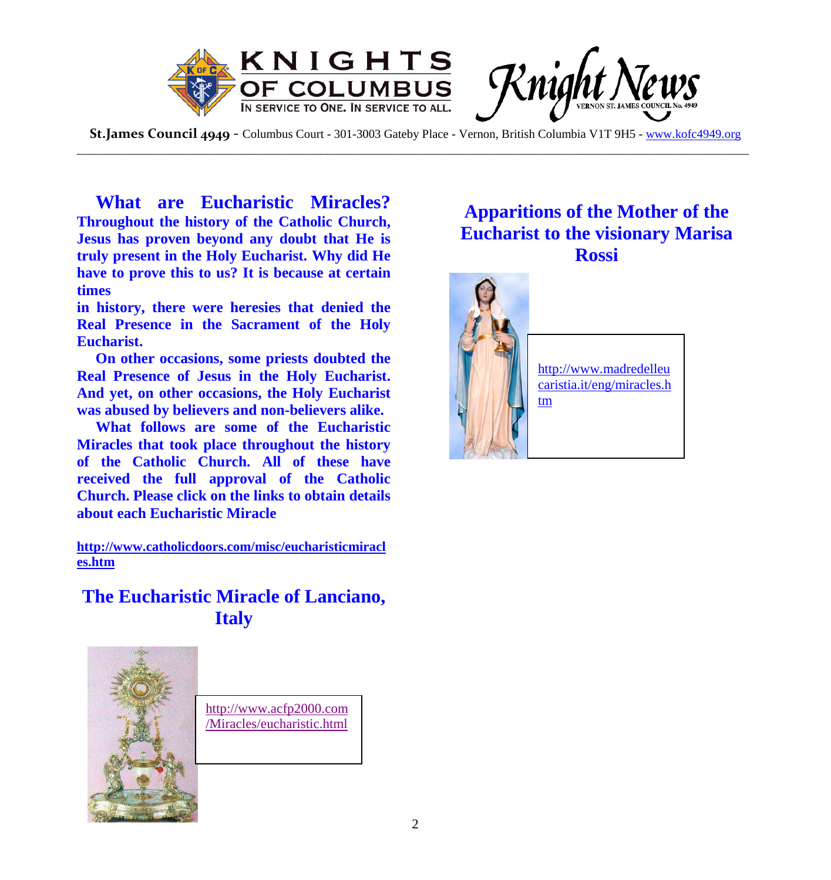KNIGHTS OF COLUMBUS
IN SERVICE TO ONE. IN SERVICE TO ALL.

Knight News
VERNON ST. JAMES COUNCIL No. 4949

**St.James Council 4949** - Columbus Court - 301-3003 Gateby Place - Vernon, British Columbia V1T 9H5 - www.kofc4949.org

## What are Eucharistic Miracles?

**Throughout the history of the Catholic Church, Jesus has proven beyond any doubt that He is truly present in the Holy Eucharist. Why did He have to prove this to us? It is because at certain times in history, there were heresies that denied the Real Presence in the Sacrament of the Holy Eucharist.**

**On other occasions, some priests doubted the Real Presence of Jesus in the Holy Eucharist. And yet, on other occasions, the Holy Eucharist was abused by believers and non-believers alike.**

**What follows are some of the Eucharistic Miracles that took place throughout the history of the Catholic Church. All of these have received the full approval of the Catholic Church. Please click on the links to obtain details about each Eucharistic Miracle**

**http://www.catholicdoors.com/misc/eucharisticmiracles.htm**

## The Eucharistic Miracle of Lanciano, Italy

http://www.acfp2000.com/Miracles/eucharistic.html

## Apparitions of the Mother of the Eucharist to the visionary Marisa Rossi

http://www.madredelleucaristia.it/eng/miracles.htm